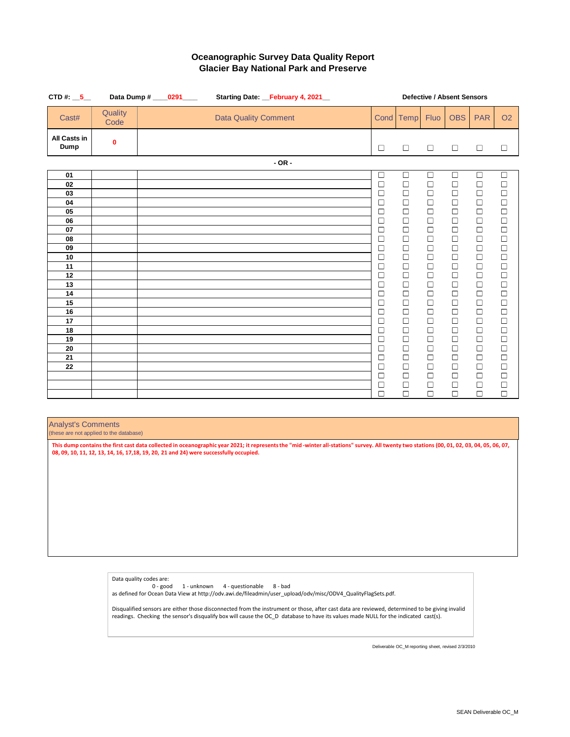# Oceanographic Survey Data Quality Report
## Glacier Bay National Park and Preserve

**CTD #:** __5__ **Data Dump #** ____0291____ **Starting Date:** __February 4, 2021__

**Defective / Absent Sensors**

| Cast# | Quality Code | Data Quality Comment | Cond | Temp | Fluo | OBS | PAR | O2 |
|---|---|---|---|---|---|---|---|---|
| **All Casts in Dump** | 0 | | ☐ | ☐ | ☐ | ☐ | ☐ | ☐ |

**- OR -**

| Cast# | Quality Code | Data Quality Comment | Cond | Temp | Fluo | OBS | PAR | O2 |
|---|---|---|---|---|---|---|---|---|
| 01 | | | ☐ | ☐ | ☐ | ☐ | ☐ | ☐ |
| 02 | | | ☐ | ☐ | ☐ | ☐ | ☐ | ☐ |
| 03 | | | ☐ | ☐ | ☐ | ☐ | ☐ | ☐ |
| 04 | | | ☐ | ☐ | ☐ | ☐ | ☐ | ☐ |
| 05 | | | ☐ | ☐ | ☐ | ☐ | ☐ | ☐ |
| 06 | | | ☐ | ☐ | ☐ | ☐ | ☐ | ☐ |
| 07 | | | ☐ | ☐ | ☐ | ☐ | ☐ | ☐ |
| 08 | | | ☐ | ☐ | ☐ | ☐ | ☐ | ☐ |
| 09 | | | ☐ | ☐ | ☐ | ☐ | ☐ | ☐ |
| 10 | | | ☐ | ☐ | ☐ | ☐ | ☐ | ☐ |
| 11 | | | ☐ | ☐ | ☐ | ☐ | ☐ | ☐ |
| 12 | | | ☐ | ☐ | ☐ | ☐ | ☐ | ☐ |
| 13 | | | ☐ | ☐ | ☐ | ☐ | ☐ | ☐ |
| 14 | | | ☐ | ☐ | ☐ | ☐ | ☐ | ☐ |
| 15 | | | ☐ | ☐ | ☐ | ☐ | ☐ | ☐ |
| 16 | | | ☐ | ☐ | ☐ | ☐ | ☐ | ☐ |
| 17 | | | ☐ | ☐ | ☐ | ☐ | ☐ | ☐ |
| 18 | | | ☐ | ☐ | ☐ | ☐ | ☐ | ☐ |
| 19 | | | ☐ | ☐ | ☐ | ☐ | ☐ | ☐ |
| 20 | | | ☐ | ☐ | ☐ | ☐ | ☐ | ☐ |
| 21 | | | ☐ | ☐ | ☐ | ☐ | ☐ | ☐ |
| 22 | | | ☐ | ☐ | ☐ | ☐ | ☐ | ☐ |
| | | | ☐ | ☐ | ☐ | ☐ | ☐ | ☐ |
| | | | ☐ | ☐ | ☐ | ☐ | ☐ | ☐ |
| | | | ☐ | ☐ | ☐ | ☐ | ☐ | ☐ |

**Analyst's Comments**
(these are not applied to the database)

**This dump contains the first cast data collected in oceanographic year 2021; it represents the "mid -winter all-stations" survey. All twenty two stations (00, 01, 02, 03, 04, 05, 06, 07, 08, 09, 10, 11, 12, 13, 14, 16, 17,18, 19, 20, 21 and 24) were successfully occupied.**

Data quality codes are:
0 - good 1 - unknown 4 - questionable 8 - bad
as defined for Ocean Data View at http://odv.awi.de/fileadmin/user_upload/odv/misc/ODV4_QualityFlagSets.pdf.

Disqualified sensors are either those disconnected from the instrument or those, after cast data are reviewed, determined to be giving invalid readings. Checking the sensor's disqualify box will cause the OC_D database to have its values made NULL for the indicated cast(s).

Deliverable OC_M reporting sheet, revised 2/3/2010

SEAN Deliverable OC_M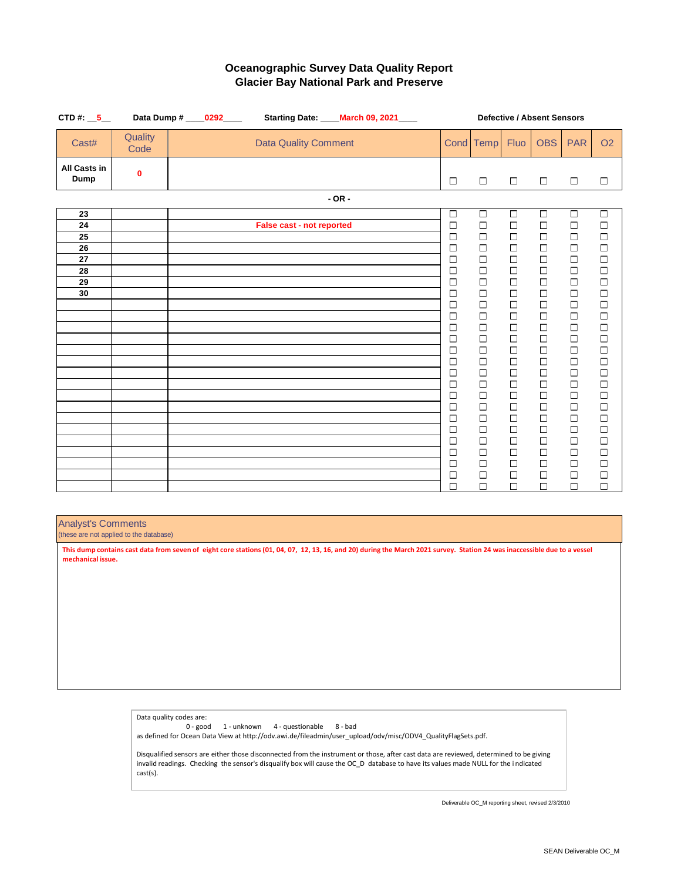# Oceanographic Survey Data Quality Report
## Glacier Bay National Park and Preserve

**CTD #:** __5__ **Data Dump #** ____0292____ **Starting Date:** ____March 09, 2021____

**Defective / Absent Sensors**

| Cast# | Quality Code | Data Quality Comment | Cond | Temp | Fluo | OBS | PAR | O2 |
|---|---|---|---|---|---|---|---|---|
| **All Casts in Dump** | **0** | | ☐ | ☐ | ☐ | ☐ | ☐ | ☐ |

**- OR -**

| Cast# | Quality Code | Data Quality Comment | Cond | Temp | Fluo | OBS | PAR | O2 |
|---|---|---|---|---|---|---|---|---|
| **23** | | | ☐ | ☐ | ☐ | ☐ | ☐ | ☐ |
| **24** | | **False cast - not reported** | ☐ | ☐ | ☐ | ☐ | ☐ | ☐ |
| **25** | | | ☐ | ☐ | ☐ | ☐ | ☐ | ☐ |
| **26** | | | ☐ | ☐ | ☐ | ☐ | ☐ | ☐ |
| **27** | | | ☐ | ☐ | ☐ | ☐ | ☐ | ☐ |
| **28** | | | ☐ | ☐ | ☐ | ☐ | ☐ | ☐ |
| **29** | | | ☐ | ☐ | ☐ | ☐ | ☐ | ☐ |
| **30** | | | ☐ | ☐ | ☐ | ☐ | ☐ | ☐ |
| | | | ☐ | ☐ | ☐ | ☐ | ☐ | ☐ |
| | | | ☐ | ☐ | ☐ | ☐ | ☐ | ☐ |
| | | | ☐ | ☐ | ☐ | ☐ | ☐ | ☐ |
| | | | ☐ | ☐ | ☐ | ☐ | ☐ | ☐ |
| | | | ☐ | ☐ | ☐ | ☐ | ☐ | ☐ |
| | | | ☐ | ☐ | ☐ | ☐ | ☐ | ☐ |
| | | | ☐ | ☐ | ☐ | ☐ | ☐ | ☐ |
| | | | ☐ | ☐ | ☐ | ☐ | ☐ | ☐ |
| | | | ☐ | ☐ | ☐ | ☐ | ☐ | ☐ |
| | | | ☐ | ☐ | ☐ | ☐ | ☐ | ☐ |
| | | | ☐ | ☐ | ☐ | ☐ | ☐ | ☐ |
| | | | ☐ | ☐ | ☐ | ☐ | ☐ | ☐ |
| | | | ☐ | ☐ | ☐ | ☐ | ☐ | ☐ |
| | | | ☐ | ☐ | ☐ | ☐ | ☐ | ☐ |
| | | | ☐ | ☐ | ☐ | ☐ | ☐ | ☐ |
| | | | ☐ | ☐ | ☐ | ☐ | ☐ | ☐ |
| | | | ☐ | ☐ | ☐ | ☐ | ☐ | ☐ |

**Analyst's Comments**
(these are not applied to the database)

**This dump contains cast data from seven of eight core stations (01, 04, 07, 12, 13, 16, and 20) during the March 2021 survey. Station 24 was inaccessible due to a vessel mechanical issue.**

Data quality codes are:
0 - good   1 - unknown   4 - questionable   8 - bad
as defined for Ocean Data View at http://odv.awi.de/fileadmin/user_upload/odv/misc/ODV4_QualityFlagSets.pdf.

Disqualified sensors are either those disconnected from the instrument or those, after cast data are reviewed, determined to be giving invalid readings. Checking the sensor's disqualify box will cause the OC_D database to have its values made NULL for the indicated cast(s).

Deliverable OC_M reporting sheet, revised 2/3/2010

SEAN Deliverable OC_M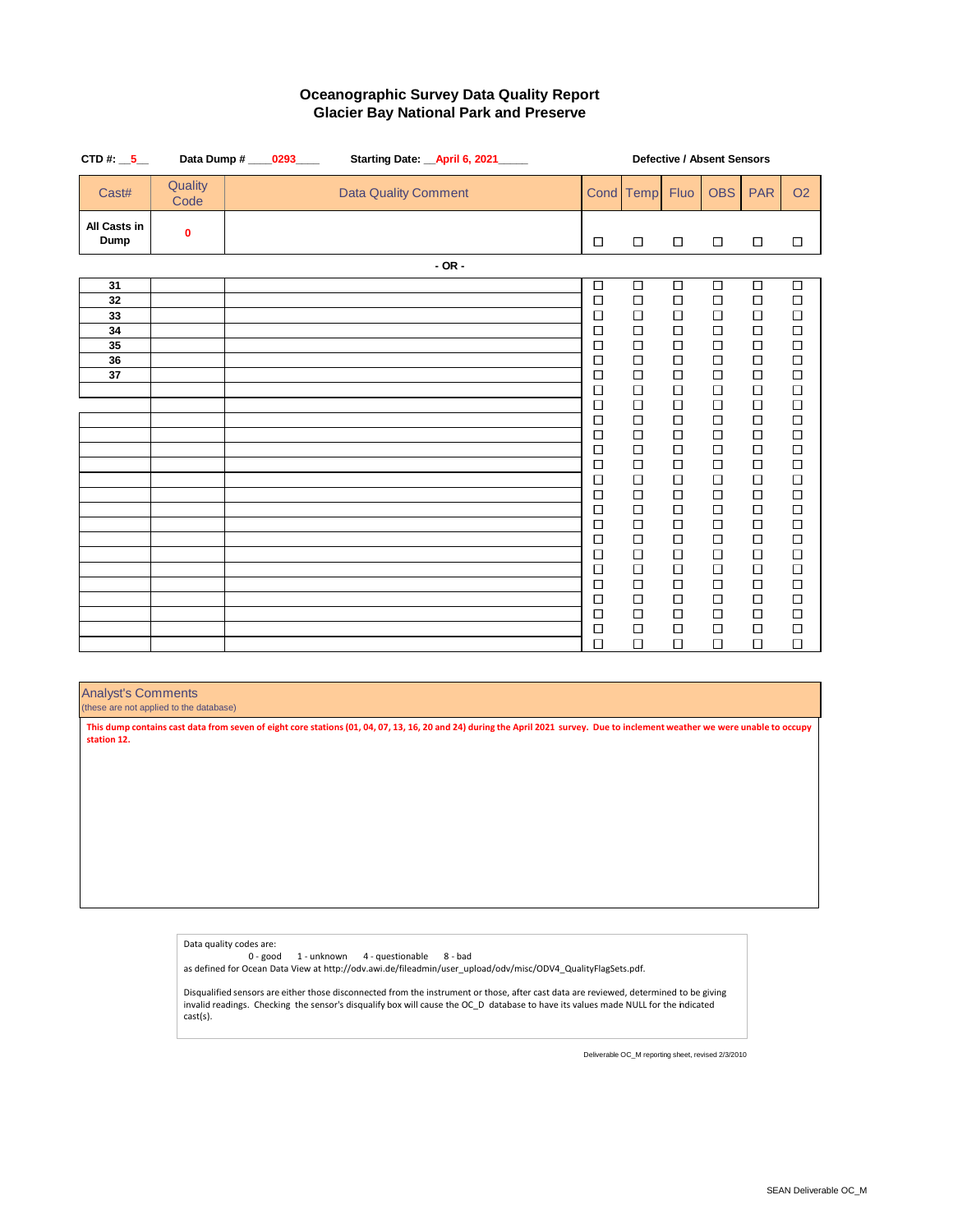# Oceanographic Survey Data Quality Report
## Glacier Bay National Park and Preserve

**CTD #:** __5__ **Data Dump #** ____0293____ **Starting Date:** __April 6, 2021_____

**Defective / Absent Sensors**

| Cast# | Quality Code | Data Quality Comment | Cond | Temp | Fluo | OBS | PAR | O2 |
|---|---|---|---|---|---|---|---|---|
| All Casts in Dump | 0 | | ☐ | ☐ | ☐ | ☐ | ☐ | ☐ |

**- OR -**

| Cast# | Quality Code | Data Quality Comment | Cond | Temp | Fluo | OBS | PAR | O2 |
|---|---|---|---|---|---|---|---|---|
| 31 | | | ☐ | ☐ | ☐ | ☐ | ☐ | ☐ |
| 32 | | | ☐ | ☐ | ☐ | ☐ | ☐ | ☐ |
| 33 | | | ☐ | ☐ | ☐ | ☐ | ☐ | ☐ |
| 34 | | | ☐ | ☐ | ☐ | ☐ | ☐ | ☐ |
| 35 | | | ☐ | ☐ | ☐ | ☐ | ☐ | ☐ |
| 36 | | | ☐ | ☐ | ☐ | ☐ | ☐ | ☐ |
| 37 | | | ☐ | ☐ | ☐ | ☐ | ☐ | ☐ |
| | | | ☐ | ☐ | ☐ | ☐ | ☐ | ☐ |
| | | | ☐ | ☐ | ☐ | ☐ | ☐ | ☐ |
| | | | ☐ | ☐ | ☐ | ☐ | ☐ | ☐ |
| | | | ☐ | ☐ | ☐ | ☐ | ☐ | ☐ |
| | | | ☐ | ☐ | ☐ | ☐ | ☐ | ☐ |
| | | | ☐ | ☐ | ☐ | ☐ | ☐ | ☐ |
| | | | ☐ | ☐ | ☐ | ☐ | ☐ | ☐ |
| | | | ☐ | ☐ | ☐ | ☐ | ☐ | ☐ |
| | | | ☐ | ☐ | ☐ | ☐ | ☐ | ☐ |
| | | | ☐ | ☐ | ☐ | ☐ | ☐ | ☐ |
| | | | ☐ | ☐ | ☐ | ☐ | ☐ | ☐ |
| | | | ☐ | ☐ | ☐ | ☐ | ☐ | ☐ |
| | | | ☐ | ☐ | ☐ | ☐ | ☐ | ☐ |
| | | | ☐ | ☐ | ☐ | ☐ | ☐ | ☐ |
| | | | ☐ | ☐ | ☐ | ☐ | ☐ | ☐ |
| | | | ☐ | ☐ | ☐ | ☐ | ☐ | ☐ |
| | | | ☐ | ☐ | ☐ | ☐ | ☐ | ☐ |
| | | | ☐ | ☐ | ☐ | ☐ | ☐ | ☐ |
| | | | ☐ | ☐ | ☐ | ☐ | ☐ | ☐ |

**Analyst's Comments**
(these are not applied to the database)

**This dump contains cast data from seven of eight core stations (01, 04, 07, 13, 16, 20 and 24) during the April 2021 survey. Due to inclement weather we were unable to occupy station 12.**

Data quality codes are:
0 - good 1 - unknown 4 - questionable 8 - bad
as defined for Ocean Data View at http://odv.awi.de/fileadmin/user_upload/odv/misc/ODV4_QualityFlagSets.pdf.

Disqualified sensors are either those disconnected from the instrument or those, after cast data are reviewed, determined to be giving invalid readings. Checking the sensor's disqualify box will cause the OC_D database to have its values made NULL for the indicated cast(s).

Deliverable OC_M reporting sheet, revised 2/3/2010

SEAN Deliverable OC_M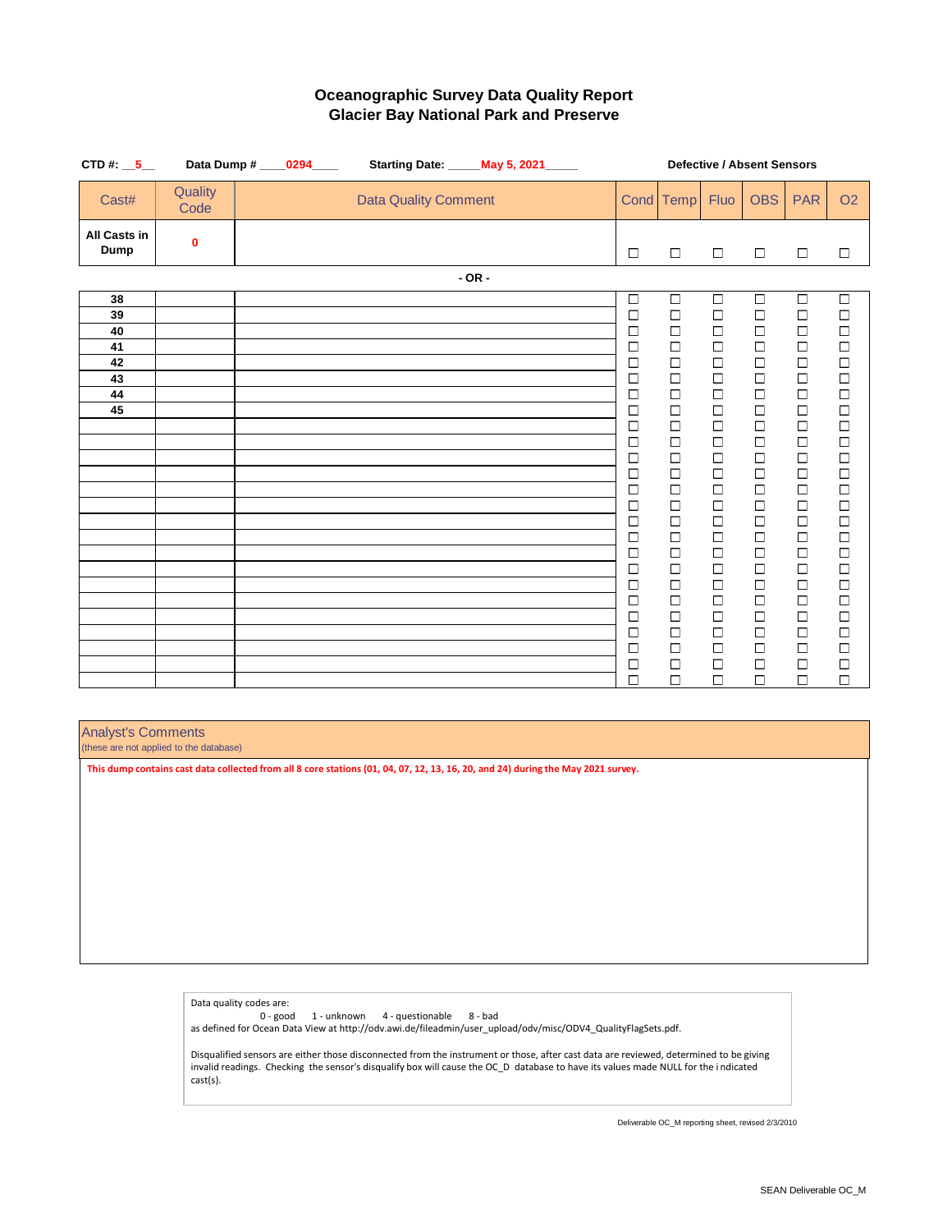## Oceanographic Survey Data Quality Report
## Glacier Bay National Park and Preserve

**CTD #:** __5__ **Data Dump #** ____0294____ **Starting Date:** _____May 5, 2021_____

**Defective / Absent Sensors**

| Cast# | Quality Code | Data Quality Comment | Cond | Temp | Fluo | OBS | PAR | O2 |
|---|---|---|---|---|---|---|---|---|
| **All Casts in Dump** | **0** | | ☐ | ☐ | ☐ | ☐ | ☐ | ☐ |

**- OR -**

| Cast# | Quality Code | Data Quality Comment | Cond | Temp | Fluo | OBS | PAR | O2 |
|---|---|---|---|---|---|---|---|---|
| **38** | | | ☐ | ☐ | ☐ | ☐ | ☐ | ☐ |
| **39** | | | ☐ | ☐ | ☐ | ☐ | ☐ | ☐ |
| **40** | | | ☐ | ☐ | ☐ | ☐ | ☐ | ☐ |
| **41** | | | ☐ | ☐ | ☐ | ☐ | ☐ | ☐ |
| **42** | | | ☐ | ☐ | ☐ | ☐ | ☐ | ☐ |
| **43** | | | ☐ | ☐ | ☐ | ☐ | ☐ | ☐ |
| **44** | | | ☐ | ☐ | ☐ | ☐ | ☐ | ☐ |
| **45** | | | ☐ | ☐ | ☐ | ☐ | ☐ | ☐ |
| | | | ☐ | ☐ | ☐ | ☐ | ☐ | ☐ |
| | | | ☐ | ☐ | ☐ | ☐ | ☐ | ☐ |
| | | | ☐ | ☐ | ☐ | ☐ | ☐ | ☐ |
| | | | ☐ | ☐ | ☐ | ☐ | ☐ | ☐ |
| | | | ☐ | ☐ | ☐ | ☐ | ☐ | ☐ |
| | | | ☐ | ☐ | ☐ | ☐ | ☐ | ☐ |
| | | | ☐ | ☐ | ☐ | ☐ | ☐ | ☐ |
| | | | ☐ | ☐ | ☐ | ☐ | ☐ | ☐ |
| | | | ☐ | ☐ | ☐ | ☐ | ☐ | ☐ |
| | | | ☐ | ☐ | ☐ | ☐ | ☐ | ☐ |
| | | | ☐ | ☐ | ☐ | ☐ | ☐ | ☐ |
| | | | ☐ | ☐ | ☐ | ☐ | ☐ | ☐ |
| | | | ☐ | ☐ | ☐ | ☐ | ☐ | ☐ |
| | | | ☐ | ☐ | ☐ | ☐ | ☐ | ☐ |
| | | | ☐ | ☐ | ☐ | ☐ | ☐ | ☐ |
| | | | ☐ | ☐ | ☐ | ☐ | ☐ | ☐ |
| | | | ☐ | ☐ | ☐ | ☐ | ☐ | ☐ |

### Analyst's Comments
(these are not applied to the database)

**This dump contains cast data collected from all 8 core stations (01, 04, 07, 12, 13, 16, 20, and 24) during the May 2021 survey.**

Data quality codes are:
0 - good 1 - unknown 4 - questionable 8 - bad
as defined for Ocean Data View at http://odv.awi.de/fileadmin/user_upload/odv/misc/ODV4_QualityFlagSets.pdf.

Disqualified sensors are either those disconnected from the instrument or those, after cast data are reviewed, determined to be giving invalid readings. Checking the sensor's disqualify box will cause the OC_D database to have its values made NULL for the indicated cast(s).

Deliverable OC_M reporting sheet, revised 2/3/2010

SEAN Deliverable OC_M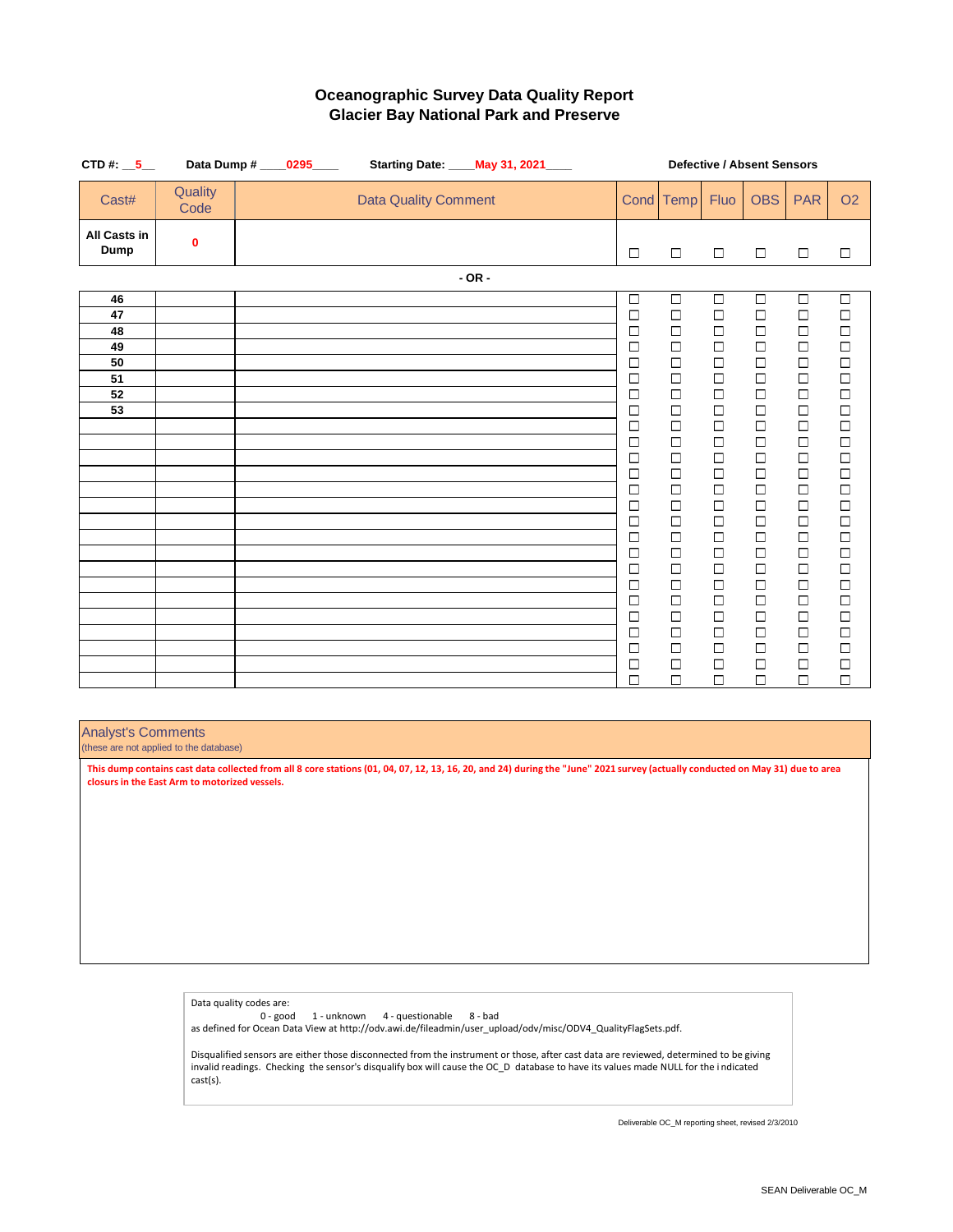# Oceanographic Survey Data Quality Report
## Glacier Bay National Park and Preserve

**CTD #:** __5__ **Data Dump #** ____0295____ **Starting Date:** ____May 31, 2021____

**Defective / Absent Sensors**

| Cast# | Quality Code | Data Quality Comment | Cond | Temp | Fluo | OBS | PAR | O2 |
|---|---|---|---|---|---|---|---|---|
| **All Casts in Dump** | **0** | | ☐ | ☐ | ☐ | ☐ | ☐ | ☐ |

**- OR -**

| Cast# | Quality Code | Data Quality Comment | Cond | Temp | Fluo | OBS | PAR | O2 |
|---|---|---|---|---|---|---|---|---|
| 46 | | | ☐ | ☐ | ☐ | ☐ | ☐ | ☐ |
| 47 | | | ☐ | ☐ | ☐ | ☐ | ☐ | ☐ |
| 48 | | | ☐ | ☐ | ☐ | ☐ | ☐ | ☐ |
| 49 | | | ☐ | ☐ | ☐ | ☐ | ☐ | ☐ |
| 50 | | | ☐ | ☐ | ☐ | ☐ | ☐ | ☐ |
| 51 | | | ☐ | ☐ | ☐ | ☐ | ☐ | ☐ |
| 52 | | | ☐ | ☐ | ☐ | ☐ | ☐ | ☐ |
| 53 | | | ☐ | ☐ | ☐ | ☐ | ☐ | ☐ |
| | | | ☐ | ☐ | ☐ | ☐ | ☐ | ☐ |
| | | | ☐ | ☐ | ☐ | ☐ | ☐ | ☐ |
| | | | ☐ | ☐ | ☐ | ☐ | ☐ | ☐ |
| | | | ☐ | ☐ | ☐ | ☐ | ☐ | ☐ |
| | | | ☐ | ☐ | ☐ | ☐ | ☐ | ☐ |
| | | | ☐ | ☐ | ☐ | ☐ | ☐ | ☐ |
| | | | ☐ | ☐ | ☐ | ☐ | ☐ | ☐ |
| | | | ☐ | ☐ | ☐ | ☐ | ☐ | ☐ |
| | | | ☐ | ☐ | ☐ | ☐ | ☐ | ☐ |
| | | | ☐ | ☐ | ☐ | ☐ | ☐ | ☐ |
| | | | ☐ | ☐ | ☐ | ☐ | ☐ | ☐ |
| | | | ☐ | ☐ | ☐ | ☐ | ☐ | ☐ |
| | | | ☐ | ☐ | ☐ | ☐ | ☐ | ☐ |
| | | | ☐ | ☐ | ☐ | ☐ | ☐ | ☐ |
| | | | ☐ | ☐ | ☐ | ☐ | ☐ | ☐ |
| | | | ☐ | ☐ | ☐ | ☐ | ☐ | ☐ |
| | | | ☐ | ☐ | ☐ | ☐ | ☐ | ☐ |

**Analyst's Comments**
(these are not applied to the database)

**This dump contains cast data collected from all 8 core stations (01, 04, 07, 12, 13, 16, 20, and 24) during the "June" 2021 survey (actually conducted on May 31) due to area closurs in the East Arm to motorized vessels.**

Data quality codes are:
0 - good 1 - unknown 4 - questionable 8 - bad
as defined for Ocean Data View at http://odv.awi.de/fileadmin/user_upload/odv/misc/ODV4_QualityFlagSets.pdf.

Disqualified sensors are either those disconnected from the instrument or those, after cast data are reviewed, determined to be giving invalid readings. Checking the sensor's disqualify box will cause the OC_D database to have its values made NULL for the i ndicated cast(s).

Deliverable OC_M reporting sheet, revised 2/3/2010

SEAN Deliverable OC_M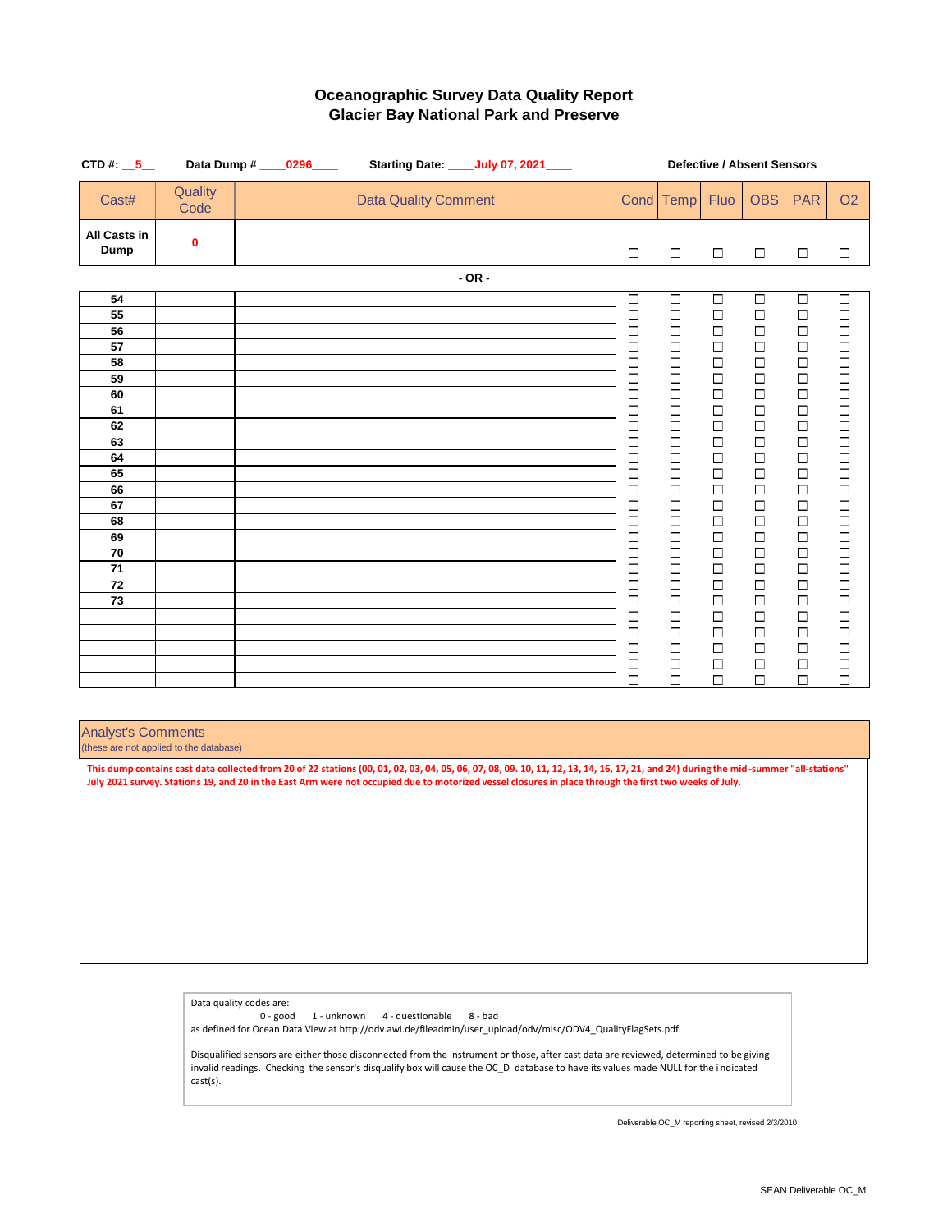# Oceanographic Survey Data Quality Report
## Glacier Bay National Park and Preserve

**CTD #:** __5__ **Data Dump #** ____0296____ **Starting Date:** ____July 07, 2021____

**Defective / Absent Sensors**

| Cast# | Quality Code | Data Quality Comment | Cond | Temp | Fluo | OBS | PAR | O2 |
|---|---|---|---|---|---|---|---|---|
| **All Casts in Dump** | 0 | | ☐ | ☐ | ☐ | ☐ | ☐ | ☐ |

**- OR -**

| Cast# | Quality Code | Data Quality Comment | Cond | Temp | Fluo | OBS | PAR | O2 |
|---|---|---|---|---|---|---|---|---|
| 54 | | | ☐ | ☐ | ☐ | ☐ | ☐ | ☐ |
| 55 | | | ☐ | ☐ | ☐ | ☐ | ☐ | ☐ |
| 56 | | | ☐ | ☐ | ☐ | ☐ | ☐ | ☐ |
| 57 | | | ☐ | ☐ | ☐ | ☐ | ☐ | ☐ |
| 58 | | | ☐ | ☐ | ☐ | ☐ | ☐ | ☐ |
| 59 | | | ☐ | ☐ | ☐ | ☐ | ☐ | ☐ |
| 60 | | | ☐ | ☐ | ☐ | ☐ | ☐ | ☐ |
| 61 | | | ☐ | ☐ | ☐ | ☐ | ☐ | ☐ |
| 62 | | | ☐ | ☐ | ☐ | ☐ | ☐ | ☐ |
| 63 | | | ☐ | ☐ | ☐ | ☐ | ☐ | ☐ |
| 64 | | | ☐ | ☐ | ☐ | ☐ | ☐ | ☐ |
| 65 | | | ☐ | ☐ | ☐ | ☐ | ☐ | ☐ |
| 66 | | | ☐ | ☐ | ☐ | ☐ | ☐ | ☐ |
| 67 | | | ☐ | ☐ | ☐ | ☐ | ☐ | ☐ |
| 68 | | | ☐ | ☐ | ☐ | ☐ | ☐ | ☐ |
| 69 | | | ☐ | ☐ | ☐ | ☐ | ☐ | ☐ |
| 70 | | | ☐ | ☐ | ☐ | ☐ | ☐ | ☐ |
| 71 | | | ☐ | ☐ | ☐ | ☐ | ☐ | ☐ |
| 72 | | | ☐ | ☐ | ☐ | ☐ | ☐ | ☐ |
| 73 | | | ☐ | ☐ | ☐ | ☐ | ☐ | ☐ |
| | | | ☐ | ☐ | ☐ | ☐ | ☐ | ☐ |
| | | | ☐ | ☐ | ☐ | ☐ | ☐ | ☐ |
| | | | ☐ | ☐ | ☐ | ☐ | ☐ | ☐ |
| | | | ☐ | ☐ | ☐ | ☐ | ☐ | ☐ |
| | | | ☐ | ☐ | ☐ | ☐ | ☐ | ☐ |

**Analyst's Comments**
(these are not applied to the database)

**This dump contains cast data collected from 20 of 22 stations (00, 01, 02, 03, 04, 05, 06, 07, 08, 09. 10, 11, 12, 13, 14, 16, 17, 21, and 24) during the mid-summer "all-stations" July 2021 survey. Stations 19, and 20 in the East Arm were not occupied due to motorized vessel closures in place through the first two weeks of July.**

Data quality codes are:
0 - good 1 - unknown 4 - questionable 8 - bad
as defined for Ocean Data View at http://odv.awi.de/fileadmin/user_upload/odv/misc/ODV4_QualityFlagSets.pdf.

Disqualified sensors are either those disconnected from the instrument or those, after cast data are reviewed, determined to be giving invalid readings. Checking the sensor's disqualify box will cause the OC_D database to have its values made NULL for the indicated cast(s).

Deliverable OC_M reporting sheet, revised 2/3/2010

SEAN Deliverable OC_M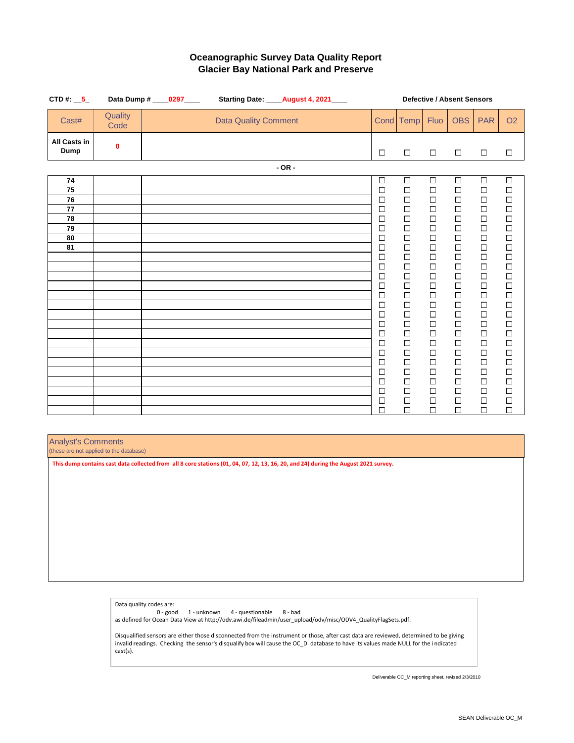# Oceanographic Survey Data Quality Report
## Glacier Bay National Park and Preserve

**CTD #:** __5_ **Data Dump #** ____0297____ **Starting Date:** ____August 4, 2021____

| Cast# | Quality Code | Data Quality Comment | Cond | Temp | Fluo | OBS | PAR | O2 |
|---|---|---|---|---|---|---|---|---|
| **All Casts in Dump** | 0 | | ☐ | ☐ | ☐ | ☐ | ☐ | ☐ |

Defective / Absent Sensors: Cond, Temp, Fluo, OBS, PAR, O2

**- OR -**

| Cast# | Quality Code | Data Quality Comment | Cond | Temp | Fluo | OBS | PAR | O2 |
|---|---|---|---|---|---|---|---|---|
| 74 | | | ☐ | ☐ | ☐ | ☐ | ☐ | ☐ |
| 75 | | | ☐ | ☐ | ☐ | ☐ | ☐ | ☐ |
| 76 | | | ☐ | ☐ | ☐ | ☐ | ☐ | ☐ |
| 77 | | | ☐ | ☐ | ☐ | ☐ | ☐ | ☐ |
| 78 | | | ☐ | ☐ | ☐ | ☐ | ☐ | ☐ |
| 79 | | | ☐ | ☐ | ☐ | ☐ | ☐ | ☐ |
| 80 | | | ☐ | ☐ | ☐ | ☐ | ☐ | ☐ |
| 81 | | | ☐ | ☐ | ☐ | ☐ | ☐ | ☐ |
| | | | ☐ | ☐ | ☐ | ☐ | ☐ | ☐ |
| | | | ☐ | ☐ | ☐ | ☐ | ☐ | ☐ |
| | | | ☐ | ☐ | ☐ | ☐ | ☐ | ☐ |
| | | | ☐ | ☐ | ☐ | ☐ | ☐ | ☐ |
| | | | ☐ | ☐ | ☐ | ☐ | ☐ | ☐ |
| | | | ☐ | ☐ | ☐ | ☐ | ☐ | ☐ |
| | | | ☐ | ☐ | ☐ | ☐ | ☐ | ☐ |
| | | | ☐ | ☐ | ☐ | ☐ | ☐ | ☐ |
| | | | ☐ | ☐ | ☐ | ☐ | ☐ | ☐ |
| | | | ☐ | ☐ | ☐ | ☐ | ☐ | ☐ |
| | | | ☐ | ☐ | ☐ | ☐ | ☐ | ☐ |
| | | | ☐ | ☐ | ☐ | ☐ | ☐ | ☐ |
| | | | ☐ | ☐ | ☐ | ☐ | ☐ | ☐ |
| | | | ☐ | ☐ | ☐ | ☐ | ☐ | ☐ |
| | | | ☐ | ☐ | ☐ | ☐ | ☐ | ☐ |
| | | | ☐ | ☐ | ☐ | ☐ | ☐ | ☐ |
| | | | ☐ | ☐ | ☐ | ☐ | ☐ | ☐ |

**Analyst's Comments**
(these are not applied to the database)

This dump contains cast data collected from all 8 core stations (01, 04, 07, 12, 13, 16, 20, and 24) during the August 2021 survey.

Data quality codes are:
0 - good 1 - unknown 4 - questionable 8 - bad
as defined for Ocean Data View at http://odv.awi.de/fileadmin/user_upload/odv/misc/ODV4_QualityFlagSets.pdf.

Disqualified sensors are either those disconnected from the instrument or those, after cast data are reviewed, determined to be giving invalid readings. Checking the sensor's disqualify box will cause the OC_D database to have its values made NULL for the i ndicated cast(s).

Deliverable OC_M reporting sheet, revised 2/3/2010

SEAN Deliverable OC_M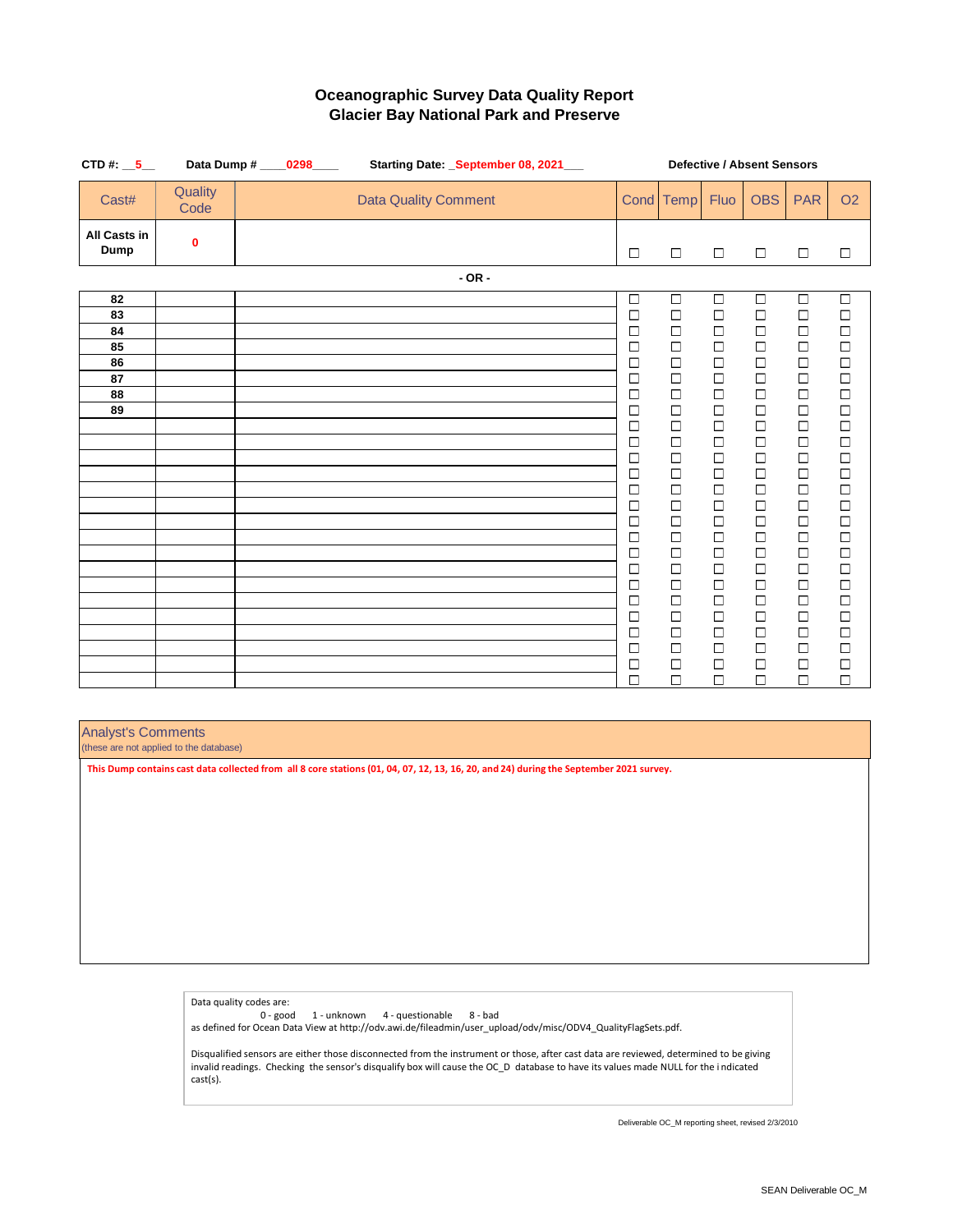# Oceanographic Survey Data Quality Report
## Glacier Bay National Park and Preserve

**CTD #:** __5__ **Data Dump #** ____0298____ **Starting Date:** _September 08, 2021___

**Defective / Absent Sensors**

| Cast# | Quality Code | Data Quality Comment | Cond | Temp | Fluo | OBS | PAR | O2 |
|---|---|---|---|---|---|---|---|---|
| **All Casts in Dump** | **0** | | ☐ | ☐ | ☐ | ☐ | ☐ | ☐ |

**- OR -**

| Cast# | Quality Code | Data Quality Comment | Cond | Temp | Fluo | OBS | PAR | O2 |
|---|---|---|---|---|---|---|---|---|
| **82** | | | ☐ | ☐ | ☐ | ☐ | ☐ | ☐ |
| **83** | | | ☐ | ☐ | ☐ | ☐ | ☐ | ☐ |
| **84** | | | ☐ | ☐ | ☐ | ☐ | ☐ | ☐ |
| **85** | | | ☐ | ☐ | ☐ | ☐ | ☐ | ☐ |
| **86** | | | ☐ | ☐ | ☐ | ☐ | ☐ | ☐ |
| **87** | | | ☐ | ☐ | ☐ | ☐ | ☐ | ☐ |
| **88** | | | ☐ | ☐ | ☐ | ☐ | ☐ | ☐ |
| **89** | | | ☐ | ☐ | ☐ | ☐ | ☐ | ☐ |
| | | | ☐ | ☐ | ☐ | ☐ | ☐ | ☐ |
| | | | ☐ | ☐ | ☐ | ☐ | ☐ | ☐ |
| | | | ☐ | ☐ | ☐ | ☐ | ☐ | ☐ |
| | | | ☐ | ☐ | ☐ | ☐ | ☐ | ☐ |
| | | | ☐ | ☐ | ☐ | ☐ | ☐ | ☐ |
| | | | ☐ | ☐ | ☐ | ☐ | ☐ | ☐ |
| | | | ☐ | ☐ | ☐ | ☐ | ☐ | ☐ |
| | | | ☐ | ☐ | ☐ | ☐ | ☐ | ☐ |
| | | | ☐ | ☐ | ☐ | ☐ | ☐ | ☐ |
| | | | ☐ | ☐ | ☐ | ☐ | ☐ | ☐ |
| | | | ☐ | ☐ | ☐ | ☐ | ☐ | ☐ |
| | | | ☐ | ☐ | ☐ | ☐ | ☐ | ☐ |
| | | | ☐ | ☐ | ☐ | ☐ | ☐ | ☐ |
| | | | ☐ | ☐ | ☐ | ☐ | ☐ | ☐ |
| | | | ☐ | ☐ | ☐ | ☐ | ☐ | ☐ |
| | | | ☐ | ☐ | ☐ | ☐ | ☐ | ☐ |
| | | | ☐ | ☐ | ☐ | ☐ | ☐ | ☐ |

**Analyst's Comments**
(these are not applied to the database)

**This Dump contains cast data collected from all 8 core stations (01, 04, 07, 12, 13, 16, 20, and 24) during the September 2021 survey.**

Data quality codes are:
0 - good 1 - unknown 4 - questionable 8 - bad
as defined for Ocean Data View at http://odv.awi.de/fileadmin/user_upload/odv/misc/ODV4_QualityFlagSets.pdf.

Disqualified sensors are either those disconnected from the instrument or those, after cast data are reviewed, determined to be giving invalid readings. Checking the sensor's disqualify box will cause the OC_D database to have its values made NULL for the indicated cast(s).

Deliverable OC_M reporting sheet, revised 2/3/2010

SEAN Deliverable OC_M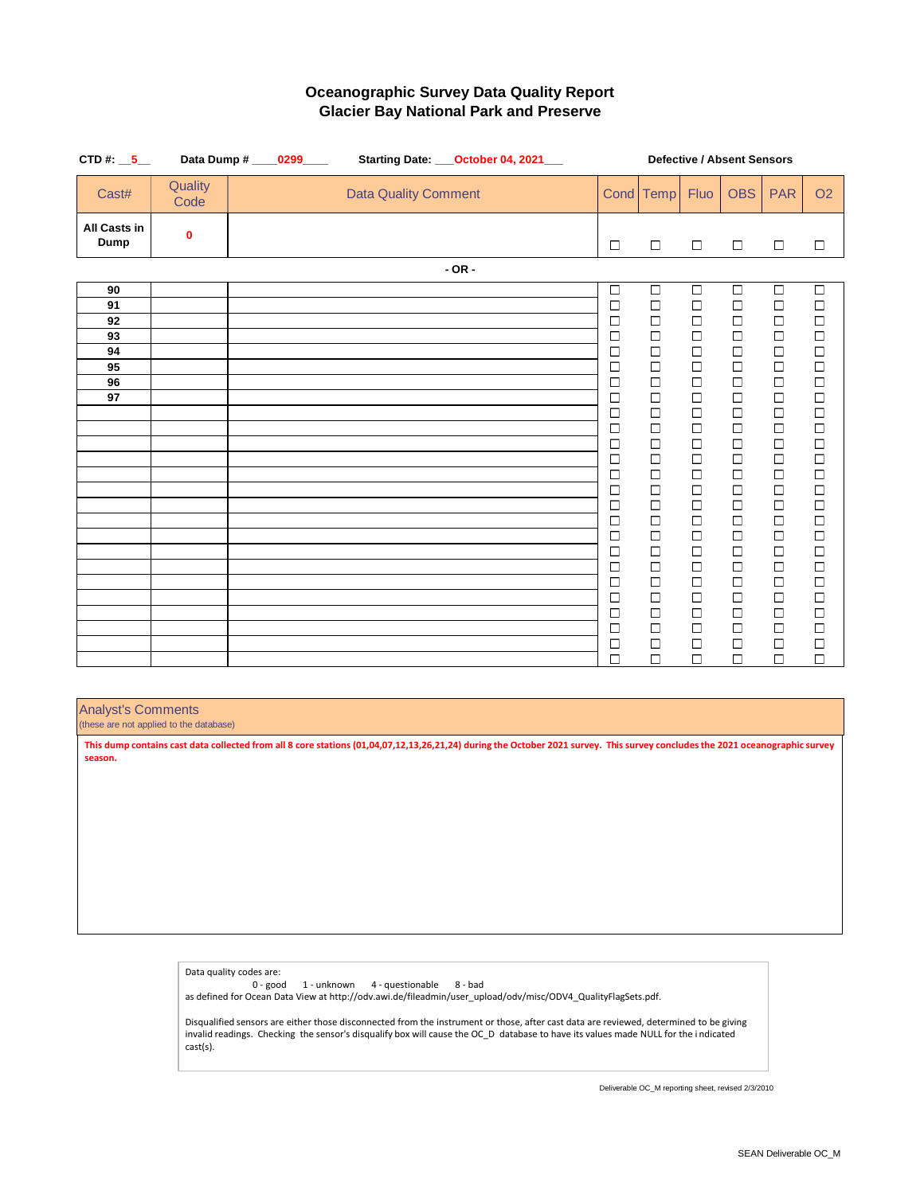# Oceanographic Survey Data Quality Report
## Glacier Bay National Park and Preserve

**CTD #:** __5__ **Data Dump #** ____0299____ **Starting Date:** ___October 04, 2021___ **Defective / Absent Sensors**

| Cast# | Quality Code | Data Quality Comment | Cond | Temp | Fluo | OBS | PAR | O2 |
|---|---|---|---|---|---|---|---|---|
| **All Casts in Dump** | **0** | | ☐ | ☐ | ☐ | ☐ | ☐ | ☐ |

**- OR -**

| Cast# | Quality Code | Data Quality Comment | Cond | Temp | Fluo | OBS | PAR | O2 |
|---|---|---|---|---|---|---|---|---|
| **90** | | | ☐ | ☐ | ☐ | ☐ | ☐ | ☐ |
| **91** | | | ☐ | ☐ | ☐ | ☐ | ☐ | ☐ |
| **92** | | | ☐ | ☐ | ☐ | ☐ | ☐ | ☐ |
| **93** | | | ☐ | ☐ | ☐ | ☐ | ☐ | ☐ |
| **94** | | | ☐ | ☐ | ☐ | ☐ | ☐ | ☐ |
| **95** | | | ☐ | ☐ | ☐ | ☐ | ☐ | ☐ |
| **96** | | | ☐ | ☐ | ☐ | ☐ | ☐ | ☐ |
| **97** | | | ☐ | ☐ | ☐ | ☐ | ☐ | ☐ |
| | | | ☐ | ☐ | ☐ | ☐ | ☐ | ☐ |
| | | | ☐ | ☐ | ☐ | ☐ | ☐ | ☐ |
| | | | ☐ | ☐ | ☐ | ☐ | ☐ | ☐ |
| | | | ☐ | ☐ | ☐ | ☐ | ☐ | ☐ |
| | | | ☐ | ☐ | ☐ | ☐ | ☐ | ☐ |
| | | | ☐ | ☐ | ☐ | ☐ | ☐ | ☐ |
| | | | ☐ | ☐ | ☐ | ☐ | ☐ | ☐ |
| | | | ☐ | ☐ | ☐ | ☐ | ☐ | ☐ |
| | | | ☐ | ☐ | ☐ | ☐ | ☐ | ☐ |
| | | | ☐ | ☐ | ☐ | ☐ | ☐ | ☐ |
| | | | ☐ | ☐ | ☐ | ☐ | ☐ | ☐ |
| | | | ☐ | ☐ | ☐ | ☐ | ☐ | ☐ |
| | | | ☐ | ☐ | ☐ | ☐ | ☐ | ☐ |
| | | | ☐ | ☐ | ☐ | ☐ | ☐ | ☐ |
| | | | ☐ | ☐ | ☐ | ☐ | ☐ | ☐ |
| | | | ☐ | ☐ | ☐ | ☐ | ☐ | ☐ |
| | | | ☐ | ☐ | ☐ | ☐ | ☐ | ☐ |
| | | | ☐ | ☐ | ☐ | ☐ | ☐ | ☐ |

**Analyst's Comments**
(these are not applied to the database)

**This dump contains cast data collected from all 8 core stations (01,04,07,12,13,26,21,24) during the October 2021 survey. This survey concludes the 2021 oceanographic survey season.**

Data quality codes are:
0 - good 1 - unknown 4 - questionable 8 - bad
as defined for Ocean Data View at http://odv.awi.de/fileadmin/user_upload/odv/misc/ODV4_QualityFlagSets.pdf.

Disqualified sensors are either those disconnected from the instrument or those, after cast data are reviewed, determined to be giving invalid readings. Checking the sensor's disqualify box will cause the OC_D database to have its values made NULL for the indicated cast(s).

Deliverable OC_M reporting sheet, revised 2/3/2010

SEAN Deliverable OC_M